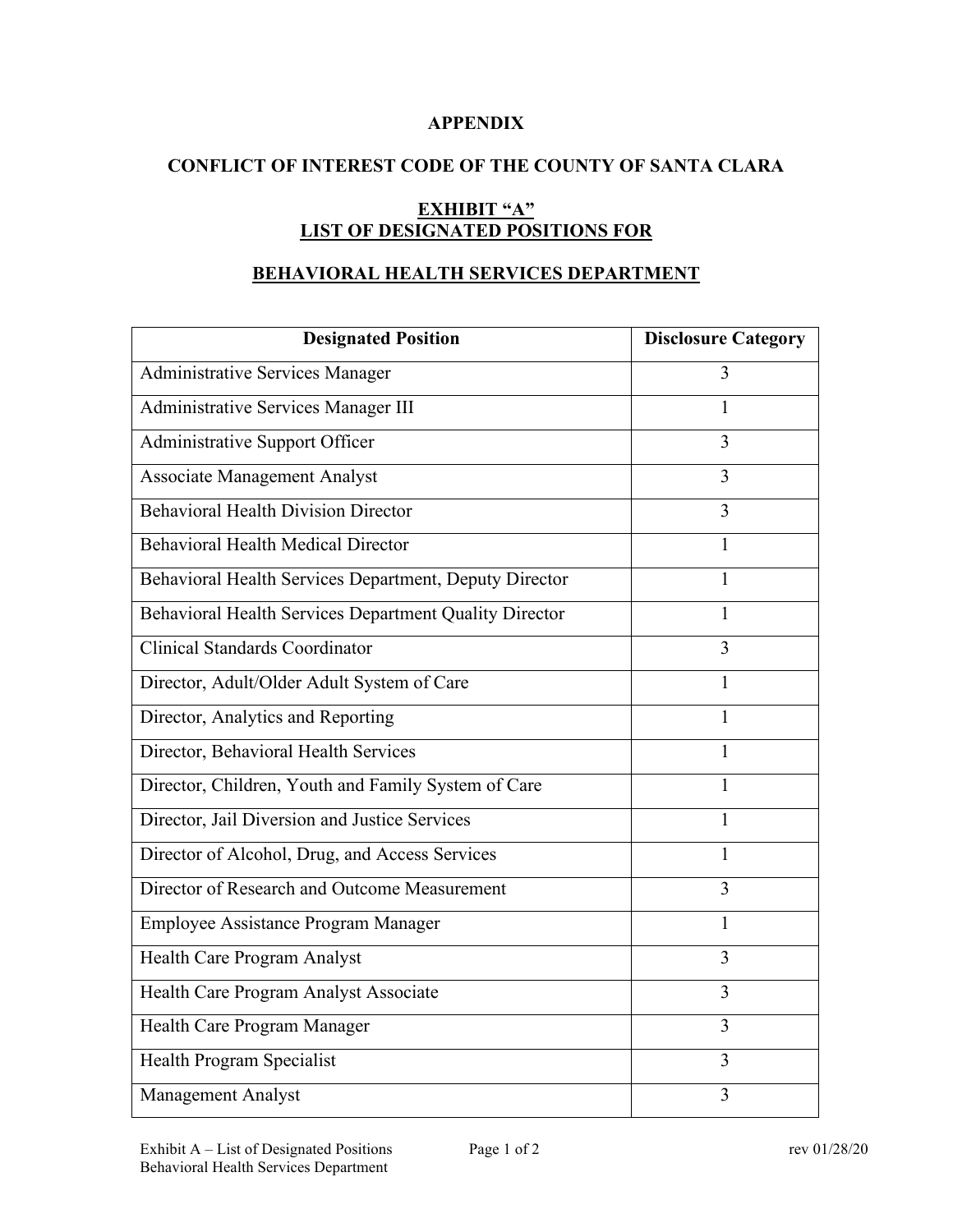# APPENDIX

## CONFLICT OF INTEREST CODE OF THE COUNTY OF SANTA CLARA

### EXHIBIT "A"
### LIST OF DESIGNATED POSITIONS FOR

### BEHAVIORAL HEALTH SERVICES DEPARTMENT

| Designated Position | Disclosure Category |
|---|---|
| Administrative Services Manager | 3 |
| Administrative Services Manager III | 1 |
| Administrative Support Officer | 3 |
| Associate Management Analyst | 3 |
| Behavioral Health Division Director | 3 |
| Behavioral Health Medical Director | 1 |
| Behavioral Health Services Department, Deputy Director | 1 |
| Behavioral Health Services Department Quality Director | 1 |
| Clinical Standards Coordinator | 3 |
| Director, Adult/Older Adult System of Care | 1 |
| Director, Analytics and Reporting | 1 |
| Director, Behavioral Health Services | 1 |
| Director, Children, Youth and Family System of Care | 1 |
| Director, Jail Diversion and Justice Services | 1 |
| Director of Alcohol, Drug, and Access Services | 1 |
| Director of Research and Outcome Measurement | 3 |
| Employee Assistance Program Manager | 1 |
| Health Care Program Analyst | 3 |
| Health Care Program Analyst Associate | 3 |
| Health Care Program Manager | 3 |
| Health Program Specialist | 3 |
| Management Analyst | 3 |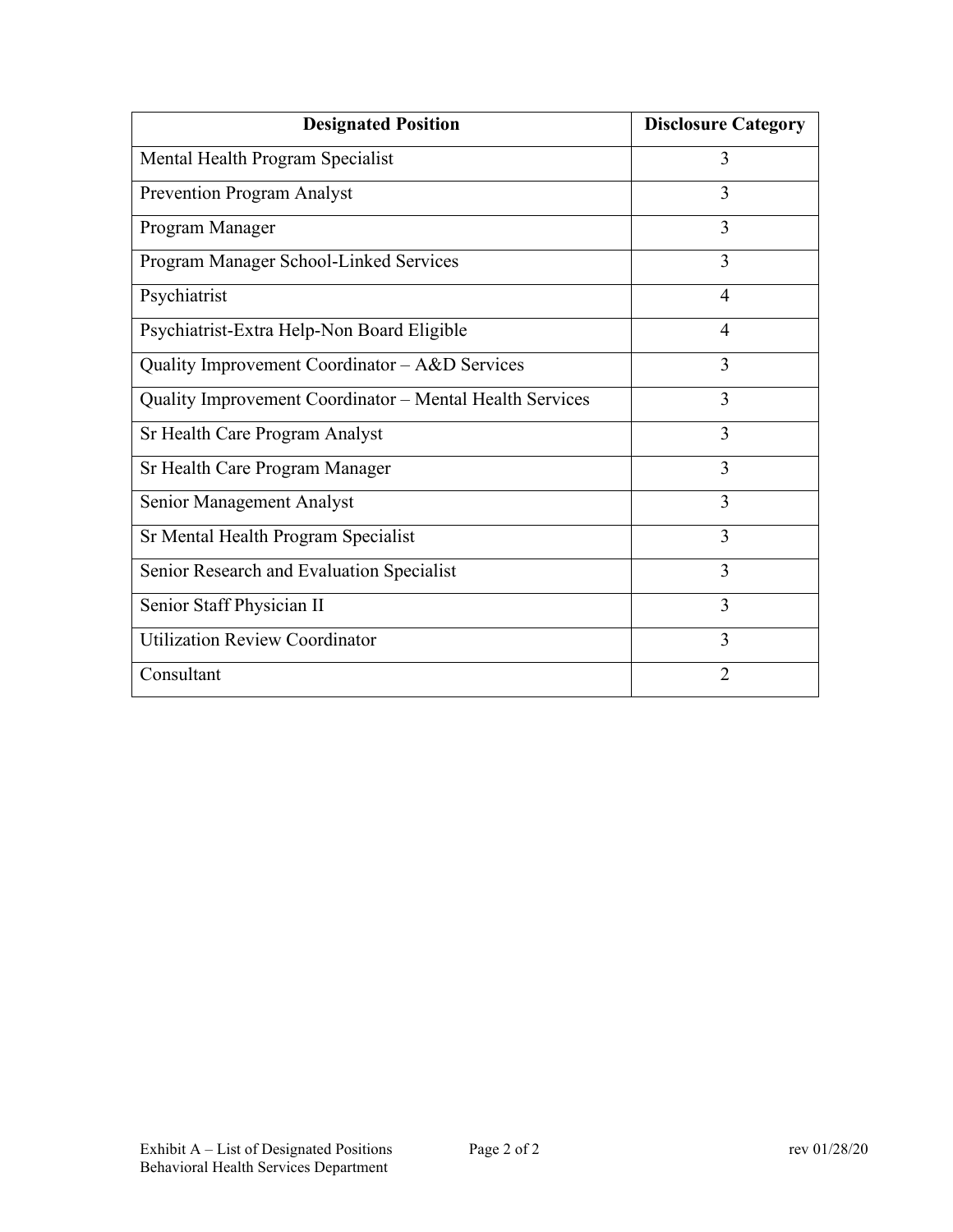| Designated Position | Disclosure Category |
|---|---|
| Mental Health Program Specialist | 3 |
| Prevention Program Analyst | 3 |
| Program Manager | 3 |
| Program Manager School-Linked Services | 3 |
| Psychiatrist | 4 |
| Psychiatrist-Extra Help-Non Board Eligible | 4 |
| Quality Improvement Coordinator – A&D Services | 3 |
| Quality Improvement Coordinator – Mental Health Services | 3 |
| Sr Health Care Program Analyst | 3 |
| Sr Health Care Program Manager | 3 |
| Senior Management Analyst | 3 |
| Sr Mental Health Program Specialist | 3 |
| Senior Research and Evaluation Specialist | 3 |
| Senior Staff Physician II | 3 |
| Utilization Review Coordinator | 3 |
| Consultant | 2 |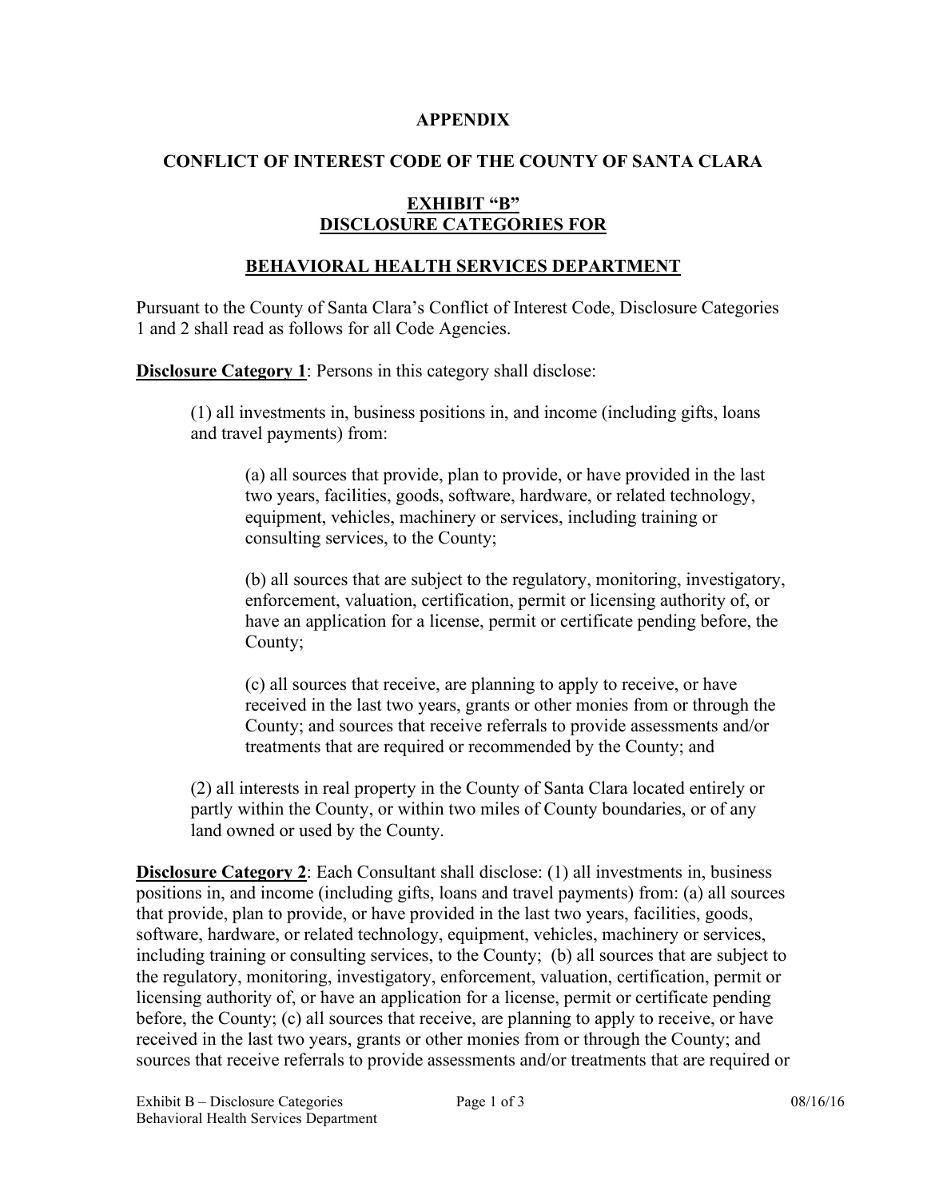**APPENDIX**

**CONFLICT OF INTEREST CODE OF THE COUNTY OF SANTA CLARA**

## EXHIBIT "B"
## DISCLOSURE CATEGORIES FOR

## BEHAVIORAL HEALTH SERVICES DEPARTMENT

Pursuant to the County of Santa Clara's Conflict of Interest Code, Disclosure Categories 1 and 2 shall read as follows for all Code Agencies.

**Disclosure Category 1**: Persons in this category shall disclose:

> (1) all investments in, business positions in, and income (including gifts, loans and travel payments) from:
>
> > (a) all sources that provide, plan to provide, or have provided in the last two years, facilities, goods, software, hardware, or related technology, equipment, vehicles, machinery or services, including training or consulting services, to the County;
> >
> > (b) all sources that are subject to the regulatory, monitoring, investigatory, enforcement, valuation, certification, permit or licensing authority of, or have an application for a license, permit or certificate pending before, the County;
> >
> > (c) all sources that receive, are planning to apply to receive, or have received in the last two years, grants or other monies from or through the County; and sources that receive referrals to provide assessments and/or treatments that are required or recommended by the County; and
>
> (2) all interests in real property in the County of Santa Clara located entirely or partly within the County, or within two miles of County boundaries, or of any land owned or used by the County.

**Disclosure Category 2**: Each Consultant shall disclose: (1) all investments in, business positions in, and income (including gifts, loans and travel payments) from: (a) all sources that provide, plan to provide, or have provided in the last two years, facilities, goods, software, hardware, or related technology, equipment, vehicles, machinery or services, including training or consulting services, to the County; (b) all sources that are subject to the regulatory, monitoring, investigatory, enforcement, valuation, certification, permit or licensing authority of, or have an application for a license, permit or certificate pending before, the County; (c) all sources that receive, are planning to apply to receive, or have received in the last two years, grants or other monies from or through the County; and sources that receive referrals to provide assessments and/or treatments that are required or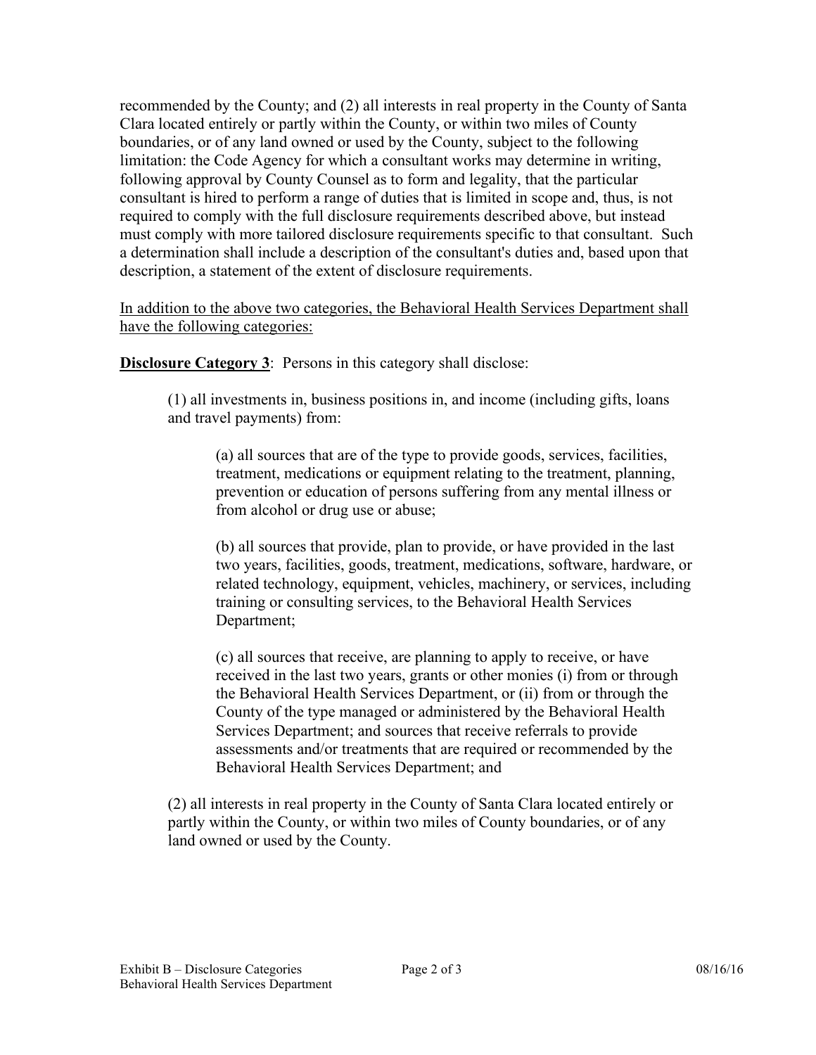recommended by the County; and (2) all interests in real property in the County of Santa Clara located entirely or partly within the County, or within two miles of County boundaries, or of any land owned or used by the County, subject to the following limitation: the Code Agency for which a consultant works may determine in writing, following approval by County Counsel as to form and legality, that the particular consultant is hired to perform a range of duties that is limited in scope and, thus, is not required to comply with the full disclosure requirements described above, but instead must comply with more tailored disclosure requirements specific to that consultant. Such a determination shall include a description of the consultant's duties and, based upon that description, a statement of the extent of disclosure requirements.

<u>In addition to the above two categories, the Behavioral Health Services Department shall have the following categories:</u>

**<u>Disclosure Category 3</u>**: Persons in this category shall disclose:

(1) all investments in, business positions in, and income (including gifts, loans and travel payments) from:

(a) all sources that are of the type to provide goods, services, facilities, treatment, medications or equipment relating to the treatment, planning, prevention or education of persons suffering from any mental illness or from alcohol or drug use or abuse;

(b) all sources that provide, plan to provide, or have provided in the last two years, facilities, goods, treatment, medications, software, hardware, or related technology, equipment, vehicles, machinery, or services, including training or consulting services, to the Behavioral Health Services Department;

(c) all sources that receive, are planning to apply to receive, or have received in the last two years, grants or other monies (i) from or through the Behavioral Health Services Department, or (ii) from or through the County of the type managed or administered by the Behavioral Health Services Department; and sources that receive referrals to provide assessments and/or treatments that are required or recommended by the Behavioral Health Services Department; and

(2) all interests in real property in the County of Santa Clara located entirely or partly within the County, or within two miles of County boundaries, or of any land owned or used by the County.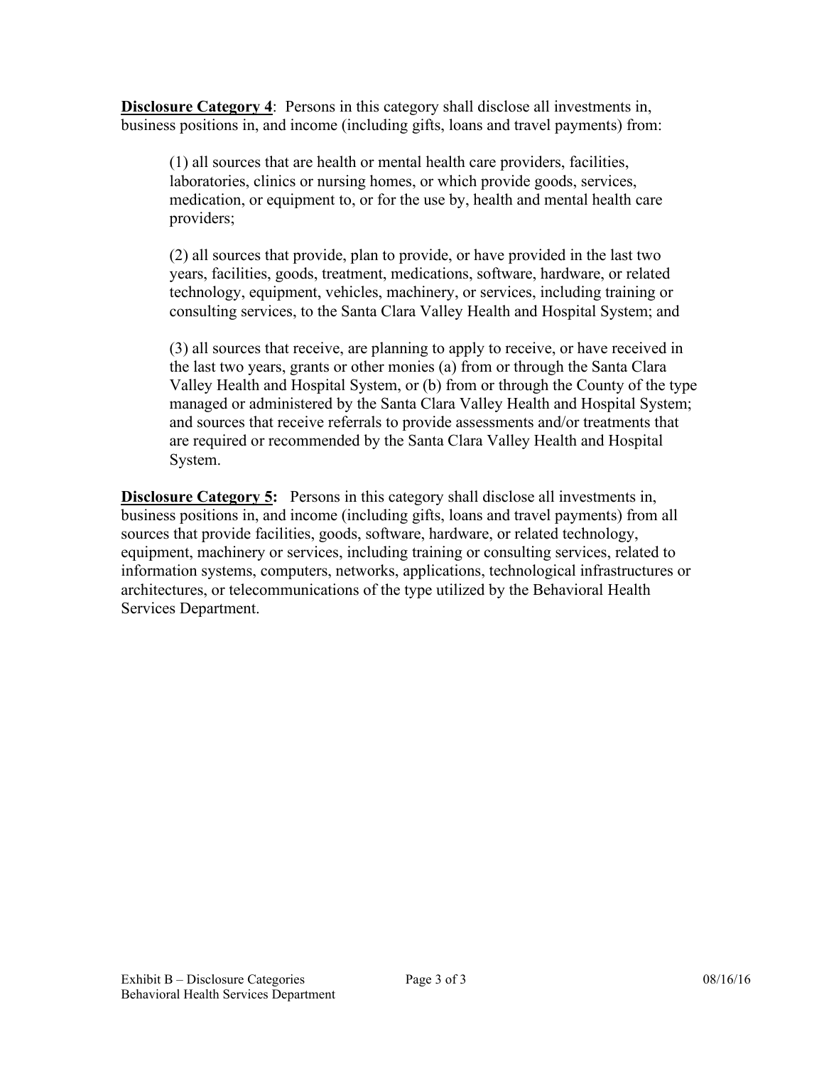**<u>Disclosure Category 4</u>**: Persons in this category shall disclose all investments in, business positions in, and income (including gifts, loans and travel payments) from:

(1) all sources that are health or mental health care providers, facilities, laboratories, clinics or nursing homes, or which provide goods, services, medication, or equipment to, or for the use by, health and mental health care providers;

(2) all sources that provide, plan to provide, or have provided in the last two years, facilities, goods, treatment, medications, software, hardware, or related technology, equipment, vehicles, machinery, or services, including training or consulting services, to the Santa Clara Valley Health and Hospital System; and

(3) all sources that receive, are planning to apply to receive, or have received in the last two years, grants or other monies (a) from or through the Santa Clara Valley Health and Hospital System, or (b) from or through the County of the type managed or administered by the Santa Clara Valley Health and Hospital System; and sources that receive referrals to provide assessments and/or treatments that are required or recommended by the Santa Clara Valley Health and Hospital System.

**<u>Disclosure Category 5:</u>** Persons in this category shall disclose all investments in, business positions in, and income (including gifts, loans and travel payments) from all sources that provide facilities, goods, software, hardware, or related technology, equipment, machinery or services, including training or consulting services, related to information systems, computers, networks, applications, technological infrastructures or architectures, or telecommunications of the type utilized by the Behavioral Health Services Department.